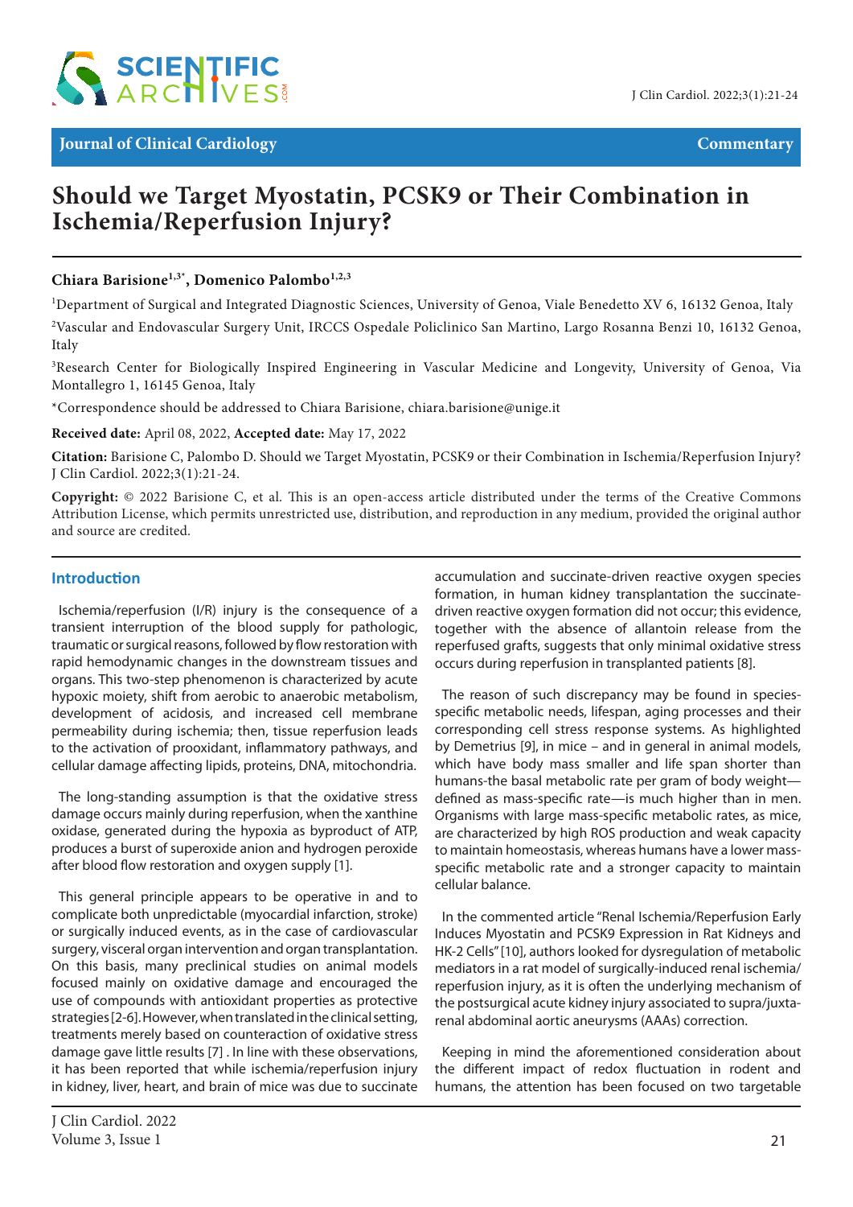Journal of Clinical Cardiology — Commentary

# Should we Target Myostatin, PCSK9 or Their Combination in Ischemia/Reperfusion Injury?

**Chiara Barisione[1,3*], Domenico Palombo[1,2,3]**

[1]Department of Surgical and Integrated Diagnostic Sciences, University of Genoa, Viale Benedetto XV 6, 16132 Genoa, Italy

[2]Vascular and Endovascular Surgery Unit, IRCCS Ospedale Policlinico San Martino, Largo Rosanna Benzi 10, 16132 Genoa, Italy

[3]Research Center for Biologically Inspired Engineering in Vascular Medicine and Longevity, University of Genoa, Via Montallegro 1, 16145 Genoa, Italy

*Correspondence should be addressed to Chiara Barisione, chiara.barisione@unige.it

**Received date:** April 08, 2022, **Accepted date:** May 17, 2022

**Citation:** Barisione C, Palombo D. Should we Target Myostatin, PCSK9 or their Combination in Ischemia/Reperfusion Injury? J Clin Cardiol. 2022;3(1):21-24.

**Copyright:** © 2022 Barisione C, et al. This is an open-access article distributed under the terms of the Creative Commons Attribution License, which permits unrestricted use, distribution, and reproduction in any medium, provided the original author and source are credited.

## Introduction

Ischemia/reperfusion (I/R) injury is the consequence of a transient interruption of the blood supply for pathologic, traumatic or surgical reasons, followed by flow restoration with rapid hemodynamic changes in the downstream tissues and organs. This two-step phenomenon is characterized by acute hypoxic moiety, shift from aerobic to anaerobic metabolism, development of acidosis, and increased cell membrane permeability during ischemia; then, tissue reperfusion leads to the activation of prooxidant, inflammatory pathways, and cellular damage affecting lipids, proteins, DNA, mitochondria.

The long-standing assumption is that the oxidative stress damage occurs mainly during reperfusion, when the xanthine oxidase, generated during the hypoxia as byproduct of ATP, produces a burst of superoxide anion and hydrogen peroxide after blood flow restoration and oxygen supply [1].

This general principle appears to be operative in and to complicate both unpredictable (myocardial infarction, stroke) or surgically induced events, as in the case of cardiovascular surgery, visceral organ intervention and organ transplantation. On this basis, many preclinical studies on animal models focused mainly on oxidative damage and encouraged the use of compounds with antioxidant properties as protective strategies [2-6]. However, when translated in the clinical setting, treatments merely based on counteraction of oxidative stress damage gave little results [7] . In line with these observations, it has been reported that while ischemia/reperfusion injury in kidney, liver, heart, and brain of mice was due to succinate accumulation and succinate-driven reactive oxygen species formation, in human kidney transplantation the succinate-driven reactive oxygen formation did not occur; this evidence, together with the absence of allantoin release from the reperfused grafts, suggests that only minimal oxidative stress occurs during reperfusion in transplanted patients [8].

The reason of such discrepancy may be found in species-specific metabolic needs, lifespan, aging processes and their corresponding cell stress response systems. As highlighted by Demetrius [9], in mice – and in general in animal models, which have body mass smaller and life span shorter than humans-the basal metabolic rate per gram of body weight—defined as mass-specific rate—is much higher than in men. Organisms with large mass-specific metabolic rates, as mice, are characterized by high ROS production and weak capacity to maintain homeostasis, whereas humans have a lower mass-specific metabolic rate and a stronger capacity to maintain cellular balance.

In the commented article "Renal Ischemia/Reperfusion Early Induces Myostatin and PCSK9 Expression in Rat Kidneys and HK-2 Cells" [10], authors looked for dysregulation of metabolic mediators in a rat model of surgically-induced renal ischemia/reperfusion injury, as it is often the underlying mechanism of the postsurgical acute kidney injury associated to supra/juxta-renal abdominal aortic aneurysms (AAAs) correction.

Keeping in mind the aforementioned consideration about the different impact of redox fluctuation in rodent and humans, the attention has been focused on two targetable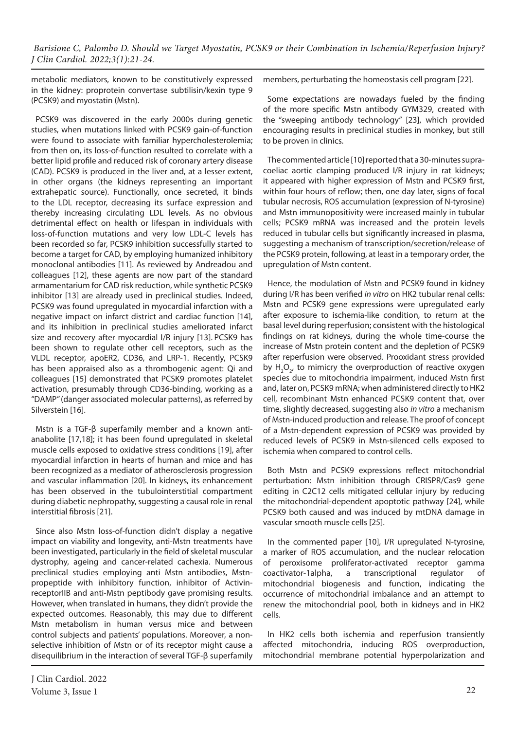metabolic mediators, known to be constitutively expressed in the kidney: proprotein convertase subtilisin/kexin type 9 (PCSK9) and myostatin (Mstn).

PCSK9 was discovered in the early 2000s during genetic studies, when mutations linked with PCSK9 gain-of-function were found to associate with familiar hypercholesterolemia; from then on, its loss-of-function resulted to correlate with a better lipid profile and reduced risk of coronary artery disease (CAD). PCSK9 is produced in the liver and, at a lesser extent, in other organs (the kidneys representing an important extrahepatic source). Functionally, once secreted, it binds to the LDL receptor, decreasing its surface expression and thereby increasing circulating LDL levels. As no obvious detrimental effect on health or lifespan in individuals with loss-of-function mutations and very low LDL-C levels has been recorded so far, PCSK9 inhibition successfully started to become a target for CAD, by employing humanized inhibitory monoclonal antibodies [11]. As reviewed by Andreadou and colleagues [12], these agents are now part of the standard armamentarium for CAD risk reduction, while synthetic PCSK9 inhibitor [13] are already used in preclinical studies. Indeed, PCSK9 was found upregulated in myocardial infarction with a negative impact on infarct district and cardiac function [14], and its inhibition in preclinical studies ameliorated infarct size and recovery after myocardial I/R injury [13]. PCSK9 has been shown to regulate other cell receptors, such as the VLDL receptor, apoER2, CD36, and LRP-1. Recently, PCSK9 has been appraised also as a thrombogenic agent: Qi and colleagues [15] demonstrated that PCSK9 promotes platelet activation, presumably through CD36-binding, working as a "DAMP" (danger associated molecular patterns), as referred by Silverstein [16].

Mstn is a TGF-β superfamily member and a known anti-anabolite [17,18]; it has been found upregulated in skeletal muscle cells exposed to oxidative stress conditions [19], after myocardial infarction in hearts of human and mice and has been recognized as a mediator of atherosclerosis progression and vascular inflammation [20]. In kidneys, its enhancement has been observed in the tubulointerstitial compartment during diabetic nephropathy, suggesting a causal role in renal interstitial fibrosis [21].

Since also Mstn loss-of-function didn't display a negative impact on viability and longevity, anti-Mstn treatments have been investigated, particularly in the field of skeletal muscular dystrophy, ageing and cancer-related cachexia. Numerous preclinical studies employing anti Mstn antibodies, Mstn-propeptide with inhibitory function, inhibitor of Activin-receptorIIB and anti-Mstn peptibody gave promising results. However, when translated in humans, they didn't provide the expected outcomes. Reasonably, this may due to different Mstn metabolism in human versus mice and between control subjects and patients' populations. Moreover, a non-selective inhibition of Mstn or of its receptor might cause a disequilibrium in the interaction of several TGF-β superfamily members, perturbating the homeostasis cell program [22].

Some expectations are nowadays fueled by the finding of the more specific Mstn antibody GYM329, created with the "sweeping antibody technology" [23], which provided encouraging results in preclinical studies in monkey, but still to be proven in clinics.

The commented article [10] reported that a 30-minutes supra-coeliac aortic clamping produced I/R injury in rat kidneys; it appeared with higher expression of Mstn and PCSK9 first, within four hours of reflow; then, one day later, signs of focal tubular necrosis, ROS accumulation (expression of N-tyrosine) and Mstn immunopositivity were increased mainly in tubular cells; PCSK9 mRNA was increased and the protein levels reduced in tubular cells but significantly increased in plasma, suggesting a mechanism of transcription/secretion/release of the PCSK9 protein, following, at least in a temporary order, the upregulation of Mstn content.

Hence, the modulation of Mstn and PCSK9 found in kidney during I/R has been verified *in vitro* on HK2 tubular renal cells: Mstn and PCSK9 gene expressions were upregulated early after exposure to ischemia-like condition, to return at the basal level during reperfusion; consistent with the histological findings on rat kidneys, during the whole time-course the increase of Mstn protein content and the depletion of PCSK9 after reperfusion were observed. Prooxidant stress provided by $H_2O_2$, to mimicry the overproduction of reactive oxygen species due to mitochondria impairment, induced Mstn first and, later on, PCSK9 mRNA; when administered directly to HK2 cell, recombinant Mstn enhanced PCSK9 content that, over time, slightly decreased, suggesting also *in vitro* a mechanism of Mstn-induced production and release. The proof of concept of a Mstn-dependent expression of PCSK9 was provided by reduced levels of PCSK9 in Mstn-silenced cells exposed to ischemia when compared to control cells.

Both Mstn and PCSK9 expressions reflect mitochondrial perturbation: Mstn inhibition through CRISPR/Cas9 gene editing in C2C12 cells mitigated cellular injury by reducing the mitochondrial-dependent apoptotic pathway [24], while PCSK9 both caused and was induced by mtDNA damage in vascular smooth muscle cells [25].

In the commented paper [10], I/R upregulated N-tyrosine, a marker of ROS accumulation, and the nuclear relocation of peroxisome proliferator-activated receptor gamma coactivator-1alpha, a transcriptional regulator of mitochondrial biogenesis and function, indicating the occurrence of mitochondrial imbalance and an attempt to renew the mitochondrial pool, both in kidneys and in HK2 cells.

In HK2 cells both ischemia and reperfusion transiently affected mitochondria, inducing ROS overproduction, mitochondrial membrane potential hyperpolarization and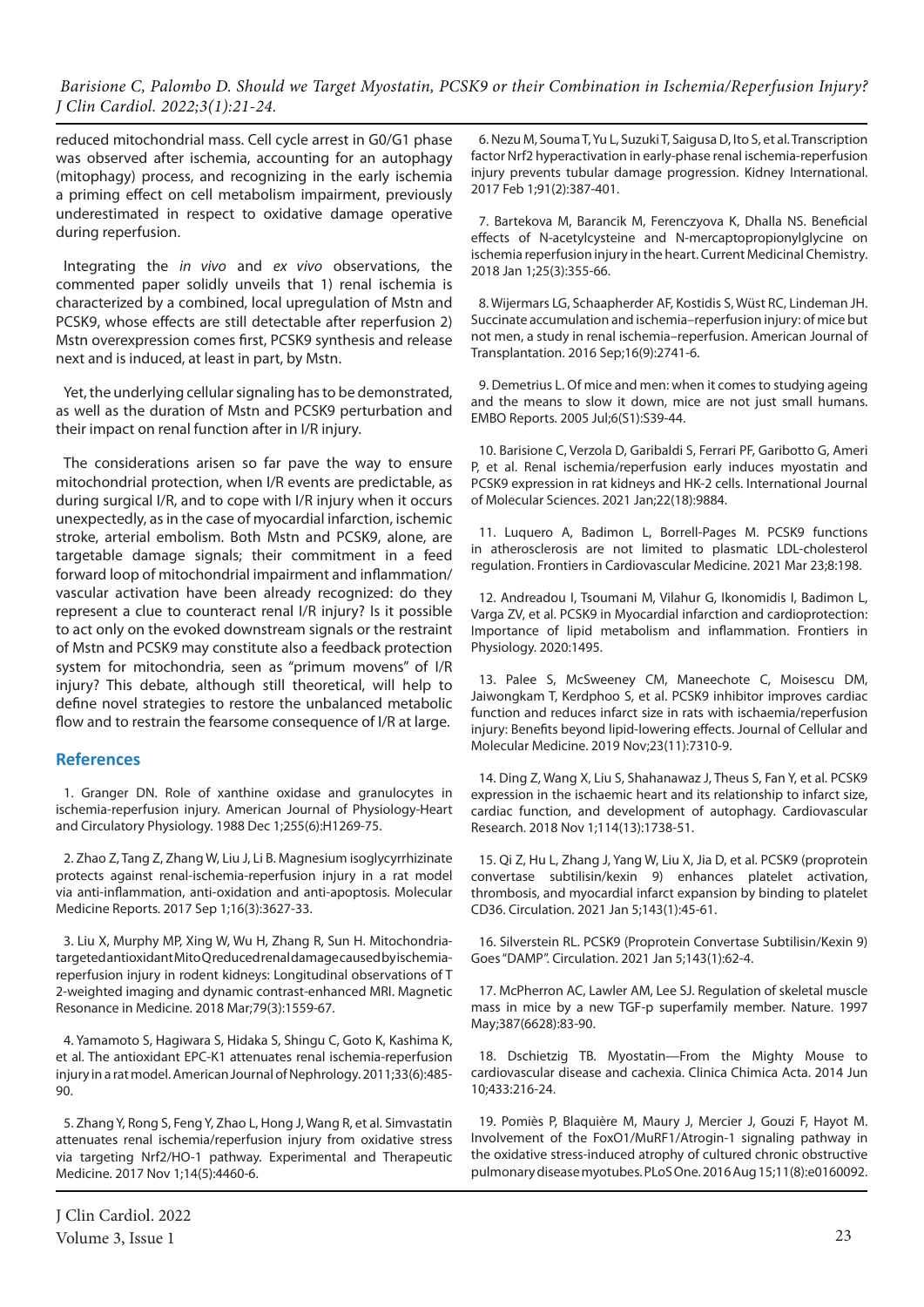reduced mitochondrial mass. Cell cycle arrest in G0/G1 phase was observed after ischemia, accounting for an autophagy (mitophagy) process, and recognizing in the early ischemia a priming effect on cell metabolism impairment, previously underestimated in respect to oxidative damage operative during reperfusion.

Integrating the *in vivo* and *ex vivo* observations, the commented paper solidly unveils that 1) renal ischemia is characterized by a combined, local upregulation of Mstn and PCSK9, whose effects are still detectable after reperfusion 2) Mstn overexpression comes first, PCSK9 synthesis and release next and is induced, at least in part, by Mstn.

Yet, the underlying cellular signaling has to be demonstrated, as well as the duration of Mstn and PCSK9 perturbation and their impact on renal function after in I/R injury.

The considerations arisen so far pave the way to ensure mitochondrial protection, when I/R events are predictable, as during surgical I/R, and to cope with I/R injury when it occurs unexpectedly, as in the case of myocardial infarction, ischemic stroke, arterial embolism. Both Mstn and PCSK9, alone, are targetable damage signals; their commitment in a feed forward loop of mitochondrial impairment and inflammation/vascular activation have been already recognized: do they represent a clue to counteract renal I/R injury? Is it possible to act only on the evoked downstream signals or the restraint of Mstn and PCSK9 may constitute also a feedback protection system for mitochondria, seen as "primum movens" of I/R injury? This debate, although still theoretical, will help to define novel strategies to restore the unbalanced metabolic flow and to restrain the fearsome consequence of I/R at large.

## References

1. Granger DN. Role of xanthine oxidase and granulocytes in ischemia-reperfusion injury. American Journal of Physiology-Heart and Circulatory Physiology. 1988 Dec 1;255(6):H1269-75.

2. Zhao Z, Tang Z, Zhang W, Liu J, Li B. Magnesium isoglycyrrhizinate protects against renal-ischemia-reperfusion injury in a rat model via anti-inflammation, anti-oxidation and anti-apoptosis. Molecular Medicine Reports. 2017 Sep 1;16(3):3627-33.

3. Liu X, Murphy MP, Xing W, Wu H, Zhang R, Sun H. Mitochondria-targeted antioxidant MitoQ reduced renal damage caused by ischemia-reperfusion injury in rodent kidneys: Longitudinal observations of T 2-weighted imaging and dynamic contrast-enhanced MRI. Magnetic Resonance in Medicine. 2018 Mar;79(3):1559-67.

4. Yamamoto S, Hagiwara S, Hidaka S, Shingu C, Goto K, Kashima K, et al. The antioxidant EPC-K1 attenuates renal ischemia-reperfusion injury in a rat model. American Journal of Nephrology. 2011;33(6):485-90.

5. Zhang Y, Rong S, Feng Y, Zhao L, Hong J, Wang R, et al. Simvastatin attenuates renal ischemia/reperfusion injury from oxidative stress via targeting Nrf2/HO-1 pathway. Experimental and Therapeutic Medicine. 2017 Nov 1;14(5):4460-6.

6. Nezu M, Souma T, Yu L, Suzuki T, Saigusa D, Ito S, et al. Transcription factor Nrf2 hyperactivation in early-phase renal ischemia-reperfusion injury prevents tubular damage progression. Kidney International. 2017 Feb 1;91(2):387-401.

7. Bartekova M, Barancik M, Ferenczyova K, Dhalla NS. Beneficial effects of N-acetylcysteine and N-mercaptopropionylglycine on ischemia reperfusion injury in the heart. Current Medicinal Chemistry. 2018 Jan 1;25(3):355-66.

8. Wijermars LG, Schaapherder AF, Kostidis S, Wüst RC, Lindeman JH. Succinate accumulation and ischemia–reperfusion injury: of mice but not men, a study in renal ischemia–reperfusion. American Journal of Transplantation. 2016 Sep;16(9):2741-6.

9. Demetrius L. Of mice and men: when it comes to studying ageing and the means to slow it down, mice are not just small humans. EMBO Reports. 2005 Jul;6(S1):S39-44.

10. Barisione C, Verzola D, Garibaldi S, Ferrari PF, Garibotto G, Ameri P, et al. Renal ischemia/reperfusion early induces myostatin and PCSK9 expression in rat kidneys and HK-2 cells. International Journal of Molecular Sciences. 2021 Jan;22(18):9884.

11. Luquero A, Badimon L, Borrell-Pages M. PCSK9 functions in atherosclerosis are not limited to plasmatic LDL-cholesterol regulation. Frontiers in Cardiovascular Medicine. 2021 Mar 23;8:198.

12. Andreadou I, Tsoumani M, Vilahur G, Ikonomidis I, Badimon L, Varga ZV, et al. PCSK9 in Myocardial infarction and cardioprotection: Importance of lipid metabolism and inflammation. Frontiers in Physiology. 2020:1495.

13. Palee S, McSweeney CM, Maneechote C, Moisescu DM, Jaiwongkam T, Kerdphoo S, et al. PCSK9 inhibitor improves cardiac function and reduces infarct size in rats with ischaemia/reperfusion injury: Benefits beyond lipid-lowering effects. Journal of Cellular and Molecular Medicine. 2019 Nov;23(11):7310-9.

14. Ding Z, Wang X, Liu S, Shahanawaz J, Theus S, Fan Y, et al. PCSK9 expression in the ischaemic heart and its relationship to infarct size, cardiac function, and development of autophagy. Cardiovascular Research. 2018 Nov 1;114(13):1738-51.

15. Qi Z, Hu L, Zhang J, Yang W, Liu X, Jia D, et al. PCSK9 (proprotein convertase subtilisin/kexin 9) enhances platelet activation, thrombosis, and myocardial infarct expansion by binding to platelet CD36. Circulation. 2021 Jan 5;143(1):45-61.

16. Silverstein RL. PCSK9 (Proprotein Convertase Subtilisin/Kexin 9) Goes "DAMP". Circulation. 2021 Jan 5;143(1):62-4.

17. McPherron AC, Lawler AM, Lee SJ. Regulation of skeletal muscle mass in mice by a new TGF-p superfamily member. Nature. 1997 May;387(6628):83-90.

18. Dschietzig TB. Myostatin—From the Mighty Mouse to cardiovascular disease and cachexia. Clinica Chimica Acta. 2014 Jun 10;433:216-24.

19. Pomiès P, Blaquière M, Maury J, Mercier J, Gouzi F, Hayot M. Involvement of the FoxO1/MuRF1/Atrogin-1 signaling pathway in the oxidative stress-induced atrophy of cultured chronic obstructive pulmonary disease myotubes. PLoS One. 2016 Aug 15;11(8):e0160092.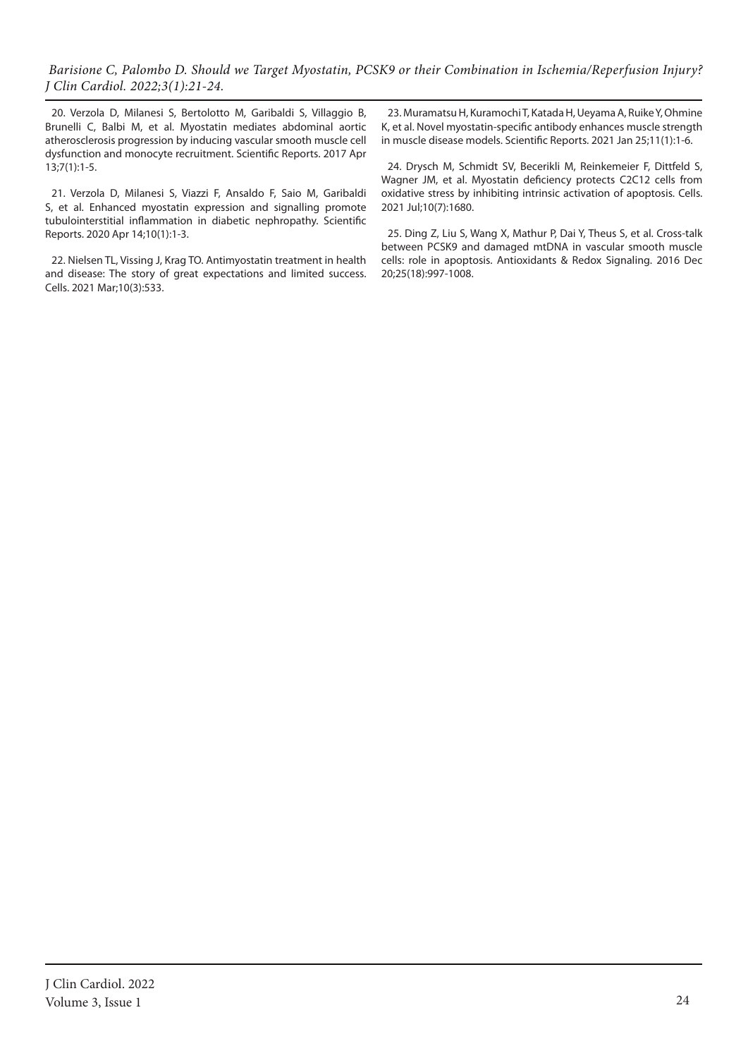20. Verzola D, Milanesi S, Bertolotto M, Garibaldi S, Villaggio B, Brunelli C, Balbi M, et al. Myostatin mediates abdominal aortic atherosclerosis progression by inducing vascular smooth muscle cell dysfunction and monocyte recruitment. Scientific Reports. 2017 Apr 13;7(1):1-5.

21. Verzola D, Milanesi S, Viazzi F, Ansaldo F, Saio M, Garibaldi S, et al. Enhanced myostatin expression and signalling promote tubulointerstitial inflammation in diabetic nephropathy. Scientific Reports. 2020 Apr 14;10(1):1-3.

22. Nielsen TL, Vissing J, Krag TO. Antimyostatin treatment in health and disease: The story of great expectations and limited success. Cells. 2021 Mar;10(3):533.

23. Muramatsu H, Kuramochi T, Katada H, Ueyama A, Ruike Y, Ohmine K, et al. Novel myostatin-specific antibody enhances muscle strength in muscle disease models. Scientific Reports. 2021 Jan 25;11(1):1-6.

24. Drysch M, Schmidt SV, Becerikli M, Reinkemeier F, Dittfeld S, Wagner JM, et al. Myostatin deficiency protects C2C12 cells from oxidative stress by inhibiting intrinsic activation of apoptosis. Cells. 2021 Jul;10(7):1680.

25. Ding Z, Liu S, Wang X, Mathur P, Dai Y, Theus S, et al. Cross-talk between PCSK9 and damaged mtDNA in vascular smooth muscle cells: role in apoptosis. Antioxidants & Redox Signaling. 2016 Dec 20;25(18):997-1008.